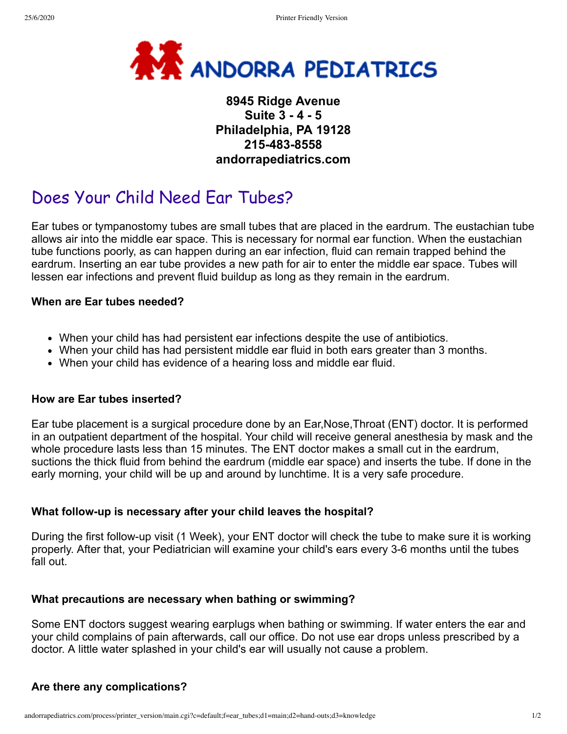**8945 Ridge Avenue**
**Suite 3 - 4 - 5**
**Philadelphia, PA 19128**
**215-483-8558**
**andorrapediatrics.com**

# Does Your Child Need Ear Tubes?

Ear tubes or tympanostomy tubes are small tubes that are placed in the eardrum. The eustachian tube allows air into the middle ear space. This is necessary for normal ear function. When the eustachian tube functions poorly, as can happen during an ear infection, fluid can remain trapped behind the eardrum. Inserting an ear tube provides a new path for air to enter the middle ear space. Tubes will lessen ear infections and prevent fluid buildup as long as they remain in the eardrum.

### When are Ear tubes needed?

- When your child has had persistent ear infections despite the use of antibiotics.
- When your child has had persistent middle ear fluid in both ears greater than 3 months.
- When your child has evidence of a hearing loss and middle ear fluid.

### How are Ear tubes inserted?

Ear tube placement is a surgical procedure done by an Ear,Nose,Throat (ENT) doctor. It is performed in an outpatient department of the hospital. Your child will receive general anesthesia by mask and the whole procedure lasts less than 15 minutes. The ENT doctor makes a small cut in the eardrum, suctions the thick fluid from behind the eardrum (middle ear space) and inserts the tube. If done in the early morning, your child will be up and around by lunchtime. It is a very safe procedure.

### What follow-up is necessary after your child leaves the hospital?

During the first follow-up visit (1 Week), your ENT doctor will check the tube to make sure it is working properly. After that, your Pediatrician will examine your child's ears every 3-6 months until the tubes fall out.

### What precautions are necessary when bathing or swimming?

Some ENT doctors suggest wearing earplugs when bathing or swimming. If water enters the ear and your child complains of pain afterwards, call our office. Do not use ear drops unless prescribed by a doctor. A little water splashed in your child's ear will usually not cause a problem.

### Are there any complications?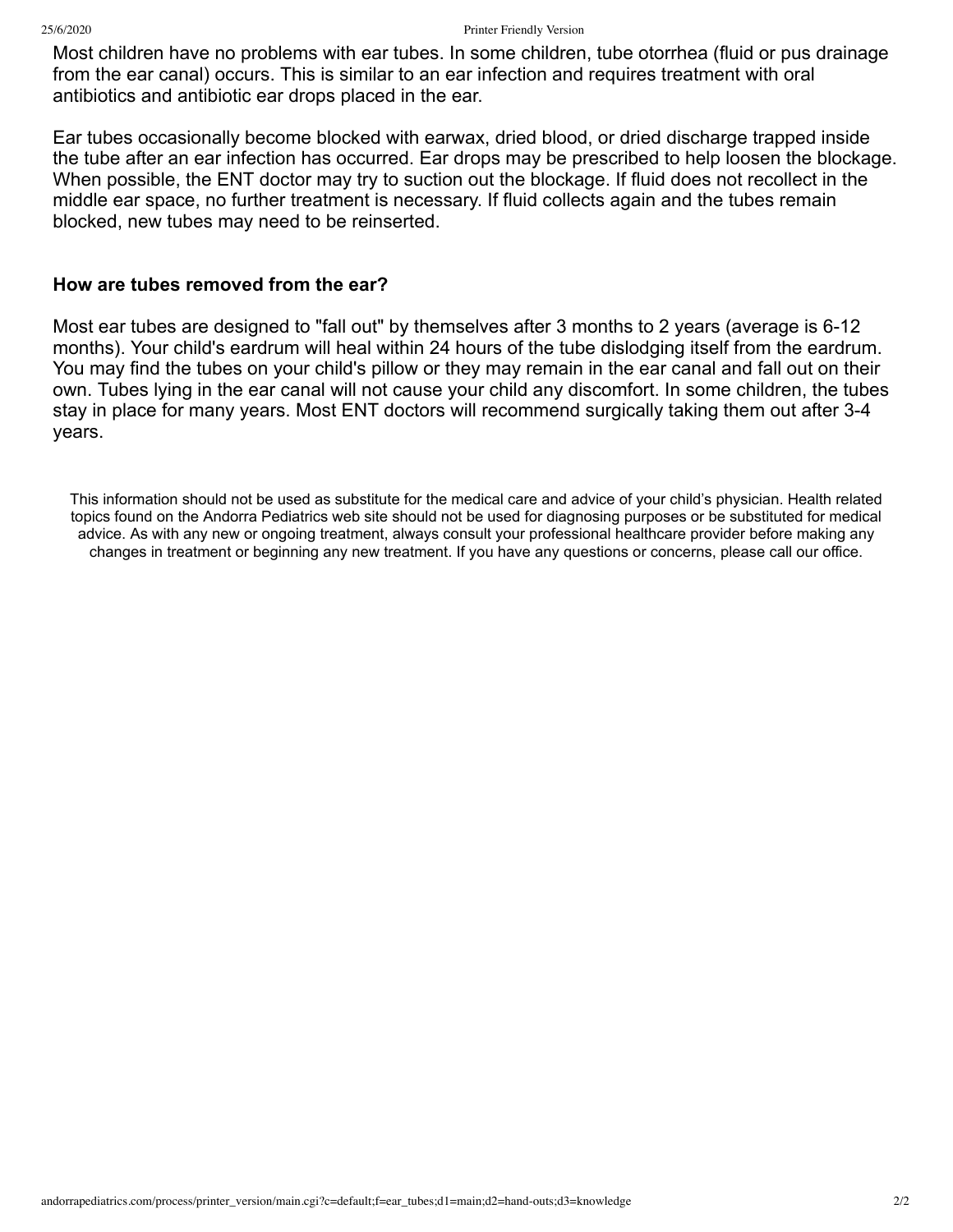Most children have no problems with ear tubes. In some children, tube otorrhea (fluid or pus drainage from the ear canal) occurs. This is similar to an ear infection and requires treatment with oral antibiotics and antibiotic ear drops placed in the ear.

Ear tubes occasionally become blocked with earwax, dried blood, or dried discharge trapped inside the tube after an ear infection has occurred. Ear drops may be prescribed to help loosen the blockage. When possible, the ENT doctor may try to suction out the blockage. If fluid does not recollect in the middle ear space, no further treatment is necessary. If fluid collects again and the tubes remain blocked, new tubes may need to be reinserted.

### How are tubes removed from the ear?

Most ear tubes are designed to "fall out" by themselves after 3 months to 2 years (average is 6-12 months). Your child's eardrum will heal within 24 hours of the tube dislodging itself from the eardrum. You may find the tubes on your child's pillow or they may remain in the ear canal and fall out on their own. Tubes lying in the ear canal will not cause your child any discomfort. In some children, the tubes stay in place for many years. Most ENT doctors will recommend surgically taking them out after 3-4 years.

This information should not be used as substitute for the medical care and advice of your child's physician. Health related topics found on the Andorra Pediatrics web site should not be used for diagnosing purposes or be substituted for medical advice. As with any new or ongoing treatment, always consult your professional healthcare provider before making any changes in treatment or beginning any new treatment. If you have any questions or concerns, please call our office.